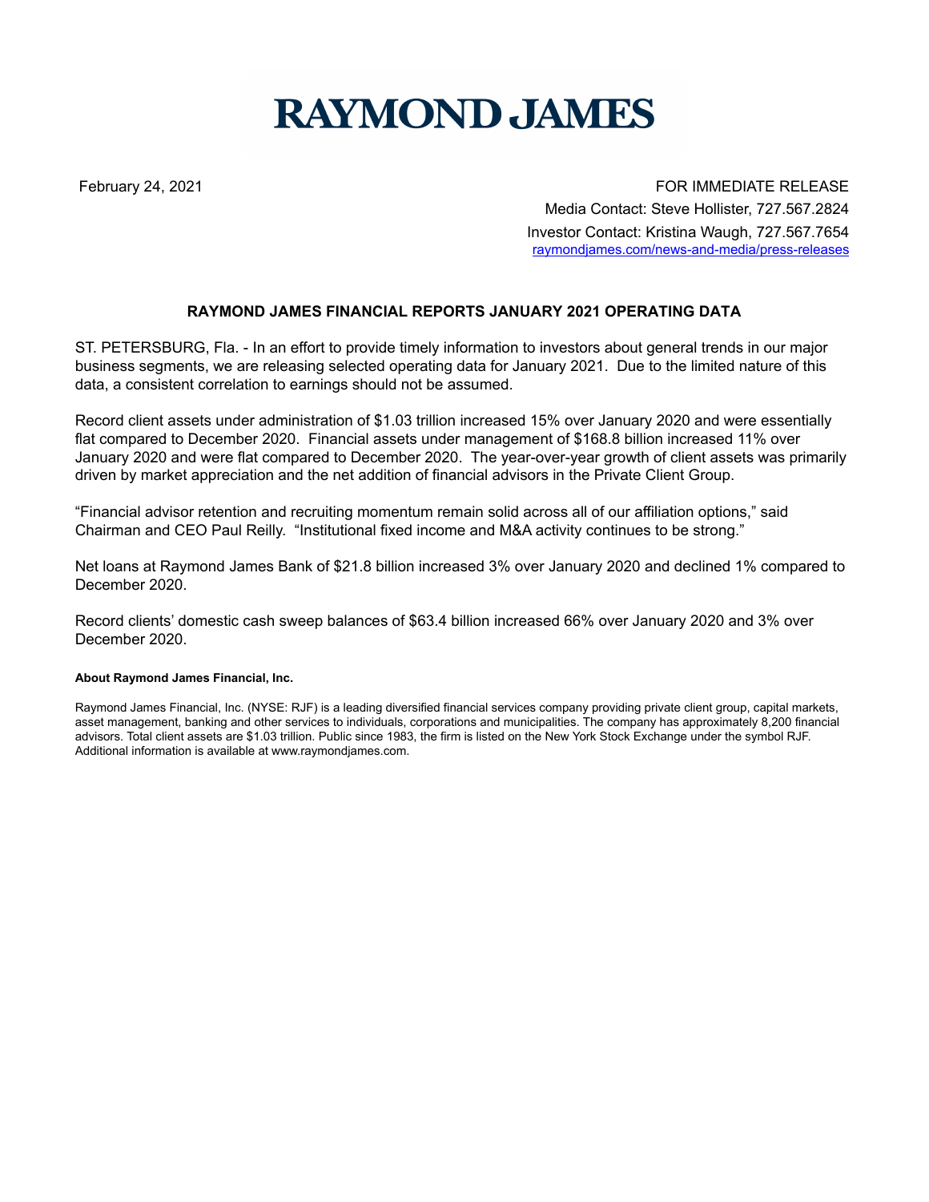# RAYMOND JAMES

February 24, 2021

FOR IMMEDIATE RELEASE

Media Contact: Steve Hollister, 727.567.2824

Investor Contact: Kristina Waugh, 727.567.7654

raymondjames.com/news-and-media/press-releases

## RAYMOND JAMES FINANCIAL REPORTS JANUARY 2021 OPERATING DATA

ST. PETERSBURG, Fla. - In an effort to provide timely information to investors about general trends in our major business segments, we are releasing selected operating data for January 2021. Due to the limited nature of this data, a consistent correlation to earnings should not be assumed.

Record client assets under administration of $1.03 trillion increased 15% over January 2020 and were essentially flat compared to December 2020. Financial assets under management of $168.8 billion increased 11% over January 2020 and were flat compared to December 2020. The year-over-year growth of client assets was primarily driven by market appreciation and the net addition of financial advisors in the Private Client Group.

“Financial advisor retention and recruiting momentum remain solid across all of our affiliation options,” said Chairman and CEO Paul Reilly. “Institutional fixed income and M&A activity continues to be strong.”

Net loans at Raymond James Bank of $21.8 billion increased 3% over January 2020 and declined 1% compared to December 2020.

Record clients’ domestic cash sweep balances of $63.4 billion increased 66% over January 2020 and 3% over December 2020.

**About Raymond James Financial, Inc.**

Raymond James Financial, Inc. (NYSE: RJF) is a leading diversified financial services company providing private client group, capital markets, asset management, banking and other services to individuals, corporations and municipalities. The company has approximately 8,200 financial advisors. Total client assets are $1.03 trillion. Public since 1983, the firm is listed on the New York Stock Exchange under the symbol RJF. Additional information is available at www.raymondjames.com.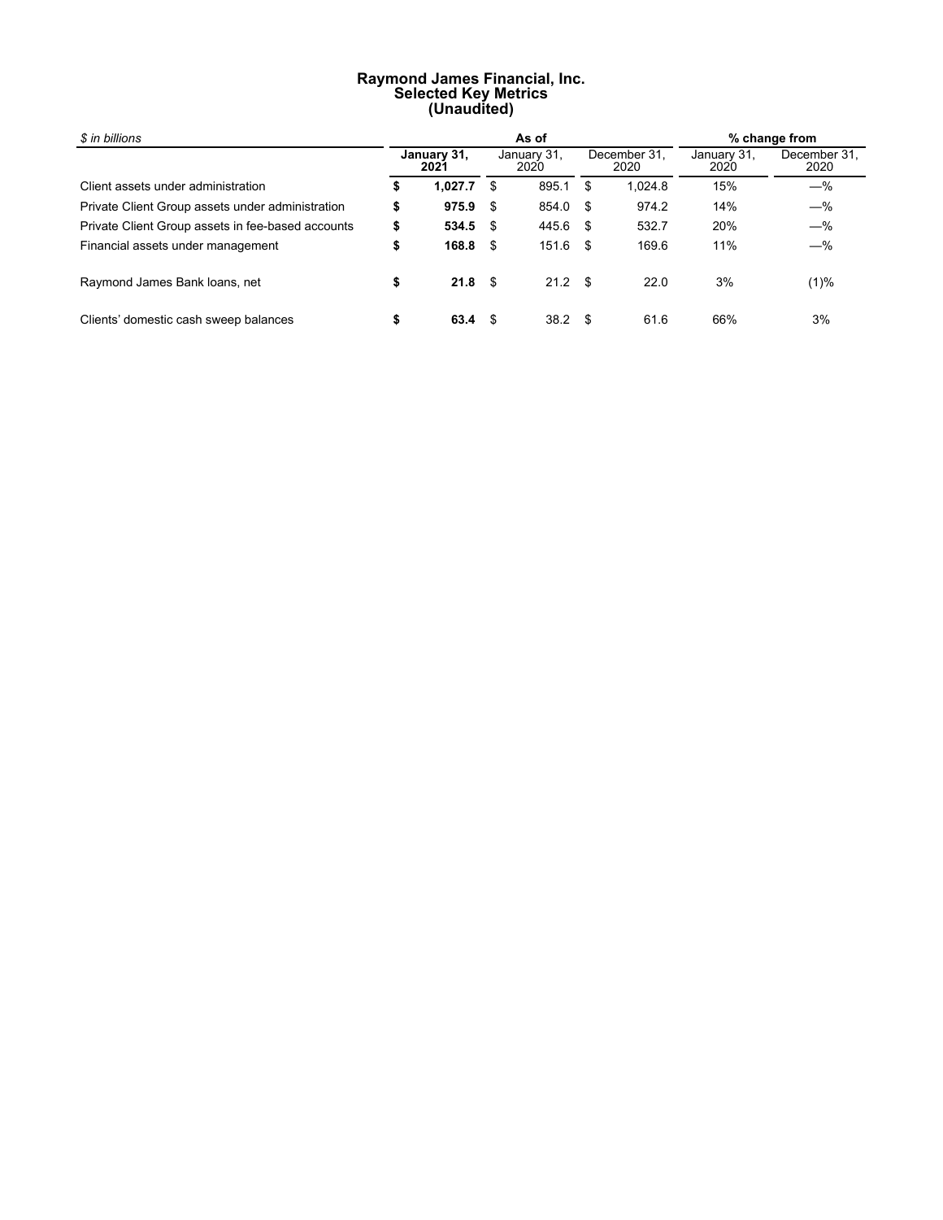# Raymond James Financial, Inc.
## Selected Key Metrics
## (Unaudited)

| *$ in billions* | As of | | | % change from | |
|---|---|---|---|---|---|
| | **January 31, 2021** | January 31, 2020 | December 31, 2020 | January 31, 2020 | December 31, 2020 |
| Client assets under administration | **$ 1,027.7** | $ 895.1 | $ 1,024.8 | 15% | —% |
| Private Client Group assets under administration | **$ 975.9** | $ 854.0 | $ 974.2 | 14% | —% |
| Private Client Group assets in fee-based accounts | **$ 534.5** | $ 445.6 | $ 532.7 | 20% | —% |
| Financial assets under management | **$ 168.8** | $ 151.6 | $ 169.6 | 11% | —% |
| Raymond James Bank loans, net | **$ 21.8** | $ 21.2 | $ 22.0 | 3% | (1)% |
| Clients' domestic cash sweep balances | **$ 63.4** | $ 38.2 | $ 61.6 | 66% | 3% |